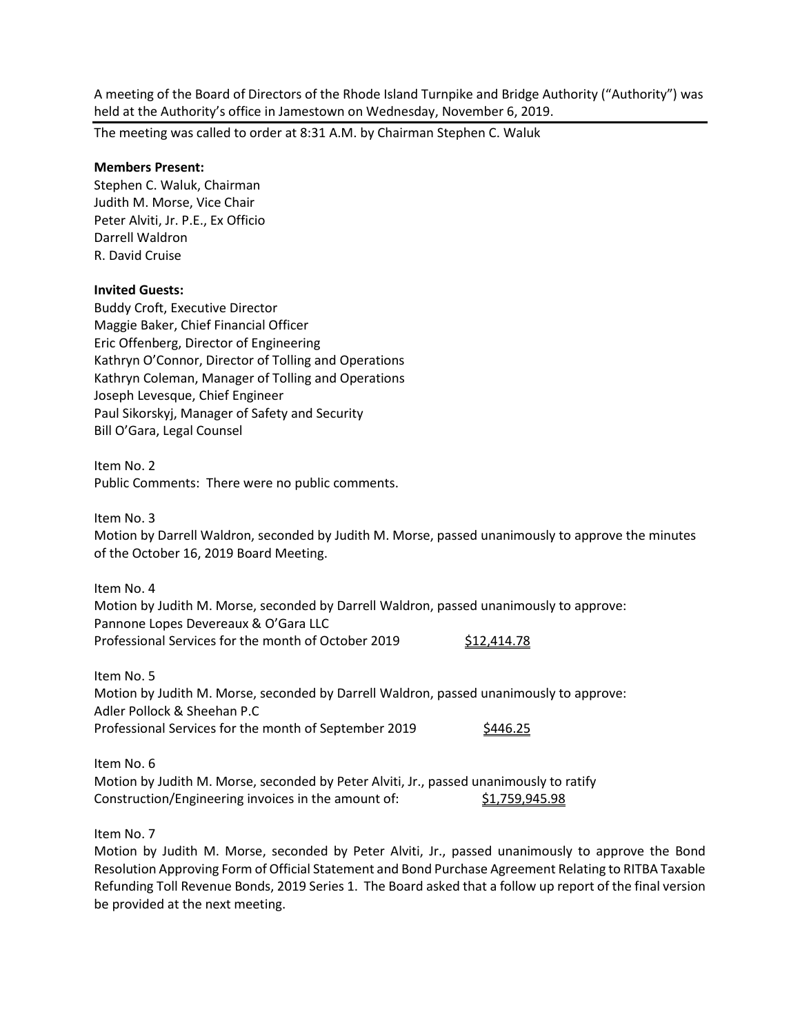A meeting of the Board of Directors of the Rhode Island Turnpike and Bridge Authority ("Authority") was held at the Authority's office in Jamestown on Wednesday, November 6, 2019.

---

The meeting was called to order at 8:31 A.M. by Chairman Stephen C. Waluk

**Members Present:**
Stephen C. Waluk, Chairman
Judith M. Morse, Vice Chair
Peter Alviti, Jr. P.E., Ex Officio
Darrell Waldron
R. David Cruise

**Invited Guests:**
Buddy Croft, Executive Director
Maggie Baker, Chief Financial Officer
Eric Offenberg, Director of Engineering
Kathryn O'Connor, Director of Tolling and Operations
Kathryn Coleman, Manager of Tolling and Operations
Joseph Levesque, Chief Engineer
Paul Sikorskyj, Manager of Safety and Security
Bill O'Gara, Legal Counsel

Item No. 2
Public Comments: There were no public comments.

Item No. 3
Motion by Darrell Waldron, seconded by Judith M. Morse, passed unanimously to approve the minutes of the October 16, 2019 Board Meeting.

Item No. 4
Motion by Judith M. Morse, seconded by Darrell Waldron, passed unanimously to approve:
Pannone Lopes Devereaux & O'Gara LLC
Professional Services for the month of October 2019 $12,414.78

Item No. 5
Motion by Judith M. Morse, seconded by Darrell Waldron, passed unanimously to approve:
Adler Pollock & Sheehan P.C
Professional Services for the month of September 2019 $446.25

Item No. 6
Motion by Judith M. Morse, seconded by Peter Alviti, Jr., passed unanimously to ratify
Construction/Engineering invoices in the amount of: $1,759,945.98

Item No. 7
Motion by Judith M. Morse, seconded by Peter Alviti, Jr., passed unanimously to approve the Bond Resolution Approving Form of Official Statement and Bond Purchase Agreement Relating to RITBA Taxable Refunding Toll Revenue Bonds, 2019 Series 1. The Board asked that a follow up report of the final version be provided at the next meeting.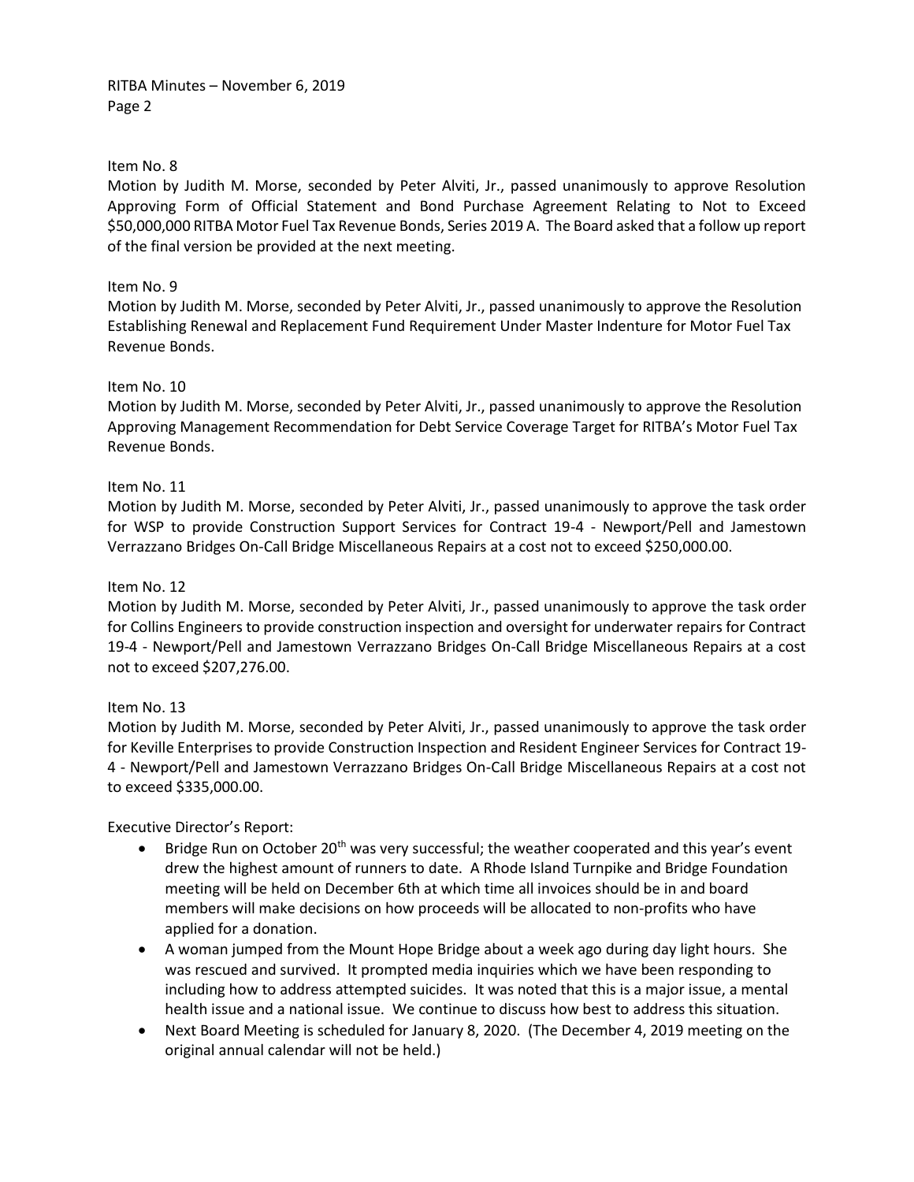Item No. 8

Motion by Judith M. Morse, seconded by Peter Alviti, Jr., passed unanimously to approve Resolution Approving Form of Official Statement and Bond Purchase Agreement Relating to Not to Exceed $50,000,000 RITBA Motor Fuel Tax Revenue Bonds, Series 2019 A. The Board asked that a follow up report of the final version be provided at the next meeting.

Item No. 9

Motion by Judith M. Morse, seconded by Peter Alviti, Jr., passed unanimously to approve the Resolution Establishing Renewal and Replacement Fund Requirement Under Master Indenture for Motor Fuel Tax Revenue Bonds.

Item No. 10

Motion by Judith M. Morse, seconded by Peter Alviti, Jr., passed unanimously to approve the Resolution Approving Management Recommendation for Debt Service Coverage Target for RITBA's Motor Fuel Tax Revenue Bonds.

Item No. 11

Motion by Judith M. Morse, seconded by Peter Alviti, Jr., passed unanimously to approve the task order for WSP to provide Construction Support Services for Contract 19-4 - Newport/Pell and Jamestown Verrazzano Bridges On-Call Bridge Miscellaneous Repairs at a cost not to exceed $250,000.00.

Item No. 12

Motion by Judith M. Morse, seconded by Peter Alviti, Jr., passed unanimously to approve the task order for Collins Engineers to provide construction inspection and oversight for underwater repairs for Contract 19-4 - Newport/Pell and Jamestown Verrazzano Bridges On-Call Bridge Miscellaneous Repairs at a cost not to exceed $207,276.00.

Item No. 13

Motion by Judith M. Morse, seconded by Peter Alviti, Jr., passed unanimously to approve the task order for Keville Enterprises to provide Construction Inspection and Resident Engineer Services for Contract 19-4 - Newport/Pell and Jamestown Verrazzano Bridges On-Call Bridge Miscellaneous Repairs at a cost not to exceed $335,000.00.

Executive Director's Report:

- Bridge Run on October 20th was very successful; the weather cooperated and this year's event drew the highest amount of runners to date. A Rhode Island Turnpike and Bridge Foundation meeting will be held on December 6th at which time all invoices should be in and board members will make decisions on how proceeds will be allocated to non-profits who have applied for a donation.
- A woman jumped from the Mount Hope Bridge about a week ago during day light hours. She was rescued and survived. It prompted media inquiries which we have been responding to including how to address attempted suicides. It was noted that this is a major issue, a mental health issue and a national issue. We continue to discuss how best to address this situation.
- Next Board Meeting is scheduled for January 8, 2020. (The December 4, 2019 meeting on the original annual calendar will not be held.)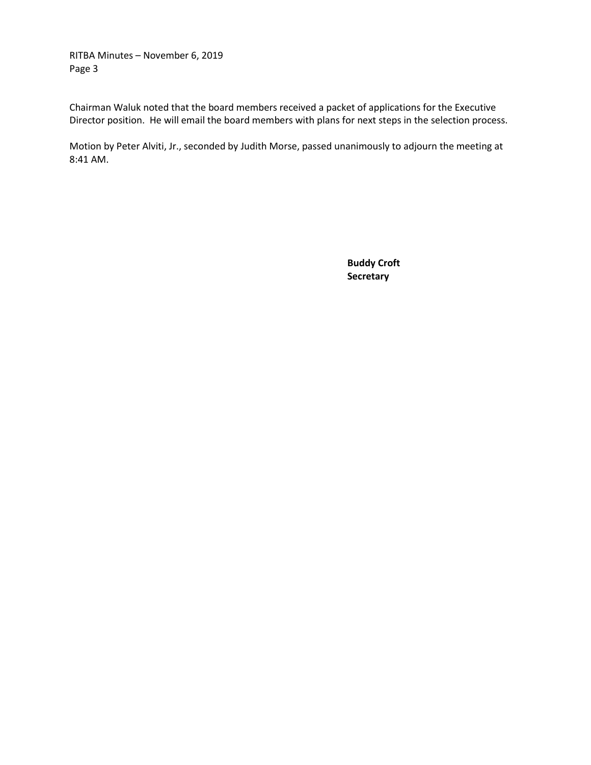Chairman Waluk noted that the board members received a packet of applications for the Executive Director position. He will email the board members with plans for next steps in the selection process.

Motion by Peter Alviti, Jr., seconded by Judith Morse, passed unanimously to adjourn the meeting at 8:41 AM.

**Buddy Croft**
**Secretary**